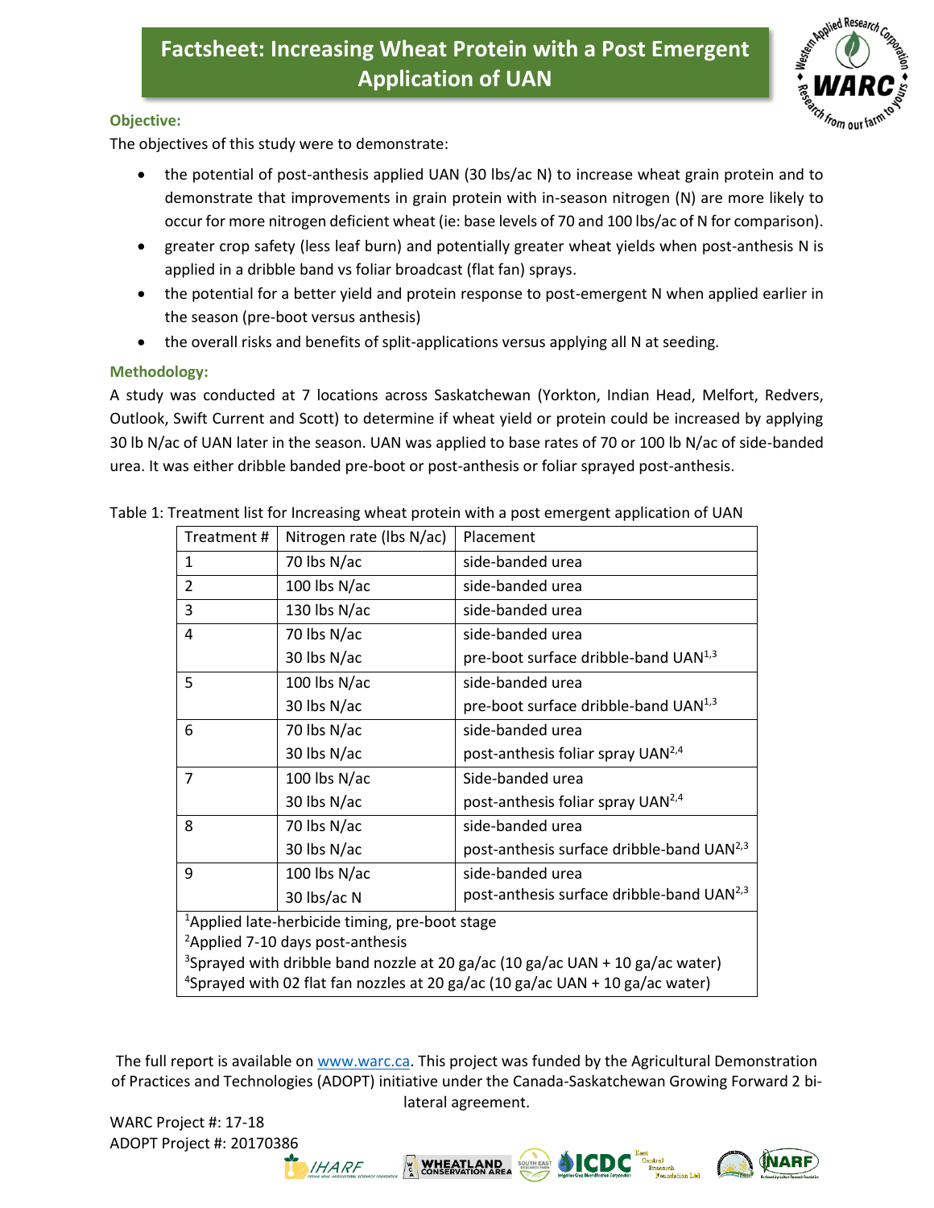# Factsheet: Increasing Wheat Protein with a Post Emergent Application of UAN

## Objective:

The objectives of this study were to demonstrate:

- the potential of post-anthesis applied UAN (30 lbs/ac N) to increase wheat grain protein and to demonstrate that improvements in grain protein with in-season nitrogen (N) are more likely to occur for more nitrogen deficient wheat (ie: base levels of 70 and 100 lbs/ac of N for comparison).
- greater crop safety (less leaf burn) and potentially greater wheat yields when post-anthesis N is applied in a dribble band vs foliar broadcast (flat fan) sprays.
- the potential for a better yield and protein response to post-emergent N when applied earlier in the season (pre-boot versus anthesis)
- the overall risks and benefits of split-applications versus applying all N at seeding.

## Methodology:

A study was conducted at 7 locations across Saskatchewan (Yorkton, Indian Head, Melfort, Redvers, Outlook, Swift Current and Scott) to determine if wheat yield or protein could be increased by applying 30 lb N/ac of UAN later in the season. UAN was applied to base rates of 70 or 100 lb N/ac of side-banded urea. It was either dribble banded pre-boot or post-anthesis or foliar sprayed post-anthesis.

Table 1: Treatment list for Increasing wheat protein with a post emergent application of UAN

| Treatment # | Nitrogen rate (lbs N/ac) | Placement |
|---|---|---|
| 1 | 70 lbs N/ac | side-banded urea |
| 2 | 100 lbs N/ac | side-banded urea |
| 3 | 130 lbs N/ac | side-banded urea |
| 4 | 70 lbs N/ac | side-banded urea |
| | 30 lbs N/ac | pre-boot surface dribble-band UAN[1,3] |
| 5 | 100 lbs N/ac | side-banded urea |
| | 30 lbs N/ac | pre-boot surface dribble-band UAN[1,3] |
| 6 | 70 lbs N/ac | side-banded urea |
| | 30 lbs N/ac | post-anthesis foliar spray UAN[2,4] |
| 7 | 100 lbs N/ac | Side-banded urea |
| | 30 lbs N/ac | post-anthesis foliar spray UAN[2,4] |
| 8 | 70 lbs N/ac | side-banded urea |
| | 30 lbs N/ac | post-anthesis surface dribble-band UAN[2,3] |
| 9 | 100 lbs N/ac | side-banded urea |
| | 30 lbs/ac N | post-anthesis surface dribble-band UAN[2,3] |

[1]Applied late-herbicide timing, pre-boot stage
[2]Applied 7-10 days post-anthesis
[3]Sprayed with dribble band nozzle at 20 ga/ac (10 ga/ac UAN + 10 ga/ac water)
[4]Sprayed with 02 flat fan nozzles at 20 ga/ac (10 ga/ac UAN + 10 ga/ac water)

The full report is available on www.warc.ca. This project was funded by the Agricultural Demonstration of Practices and Technologies (ADOPT) initiative under the Canada-Saskatchewan Growing Forward 2 bi-lateral agreement.

WARC Project #: 17-18
ADOPT Project #: 20170386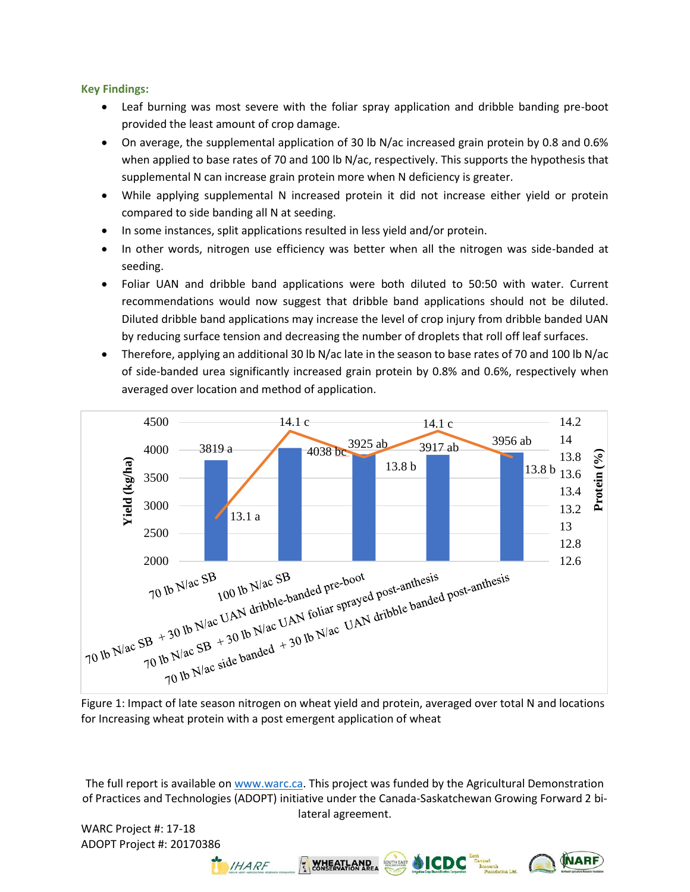**Key Findings:**

- Leaf burning was most severe with the foliar spray application and dribble banding pre-boot provided the least amount of crop damage.
- On average, the supplemental application of 30 lb N/ac increased grain protein by 0.8 and 0.6% when applied to base rates of 70 and 100 lb N/ac, respectively. This supports the hypothesis that supplemental N can increase grain protein more when N deficiency is greater.
- While applying supplemental N increased protein it did not increase either yield or protein compared to side banding all N at seeding.
- In some instances, split applications resulted in less yield and/or protein.
- In other words, nitrogen use efficiency was better when all the nitrogen was side-banded at seeding.
- Foliar UAN and dribble band applications were both diluted to 50:50 with water. Current recommendations would now suggest that dribble band applications should not be diluted. Diluted dribble band applications may increase the level of crop injury from dribble banded UAN by reducing surface tension and decreasing the number of droplets that roll off leaf surfaces.
- Therefore, applying an additional 30 lb N/ac late in the season to base rates of 70 and 100 lb N/ac of side-banded urea significantly increased grain protein by 0.8% and 0.6%, respectively when averaged over location and method of application.

Yield (kg/ha)
Protein (%)
4500
4000
3500
3000
2500
2000
14.2
14
13.8
13.6
13.4
13.2
13
12.8
12.6
3819 a
13.1 a
14.1 c
4038 bc
3925 ab
13.8 b
14.1 c
3917 ab
3956 ab
13.8 b
70 lb N/ac SB
100 lb N/ac SB
70 lb N/ac SB + 30 lb N/ac UAN dribble-banded pre-boot
70 lb N/ac SB + 30 lb N/ac UAN foliar sprayed post-anthesis
70 lb N/ac side banded + 30 lb N/ac UAN dribble banded post-anthesis

Figure 1: Impact of late season nitrogen on wheat yield and protein, averaged over total N and locations for Increasing wheat protein with a post emergent application of wheat

The full report is available on www.warc.ca. This project was funded by the Agricultural Demonstration of Practices and Technologies (ADOPT) initiative under the Canada-Saskatchewan Growing Forward 2 bi-lateral agreement.

WARC Project #: 17-18
ADOPT Project #: 20170386